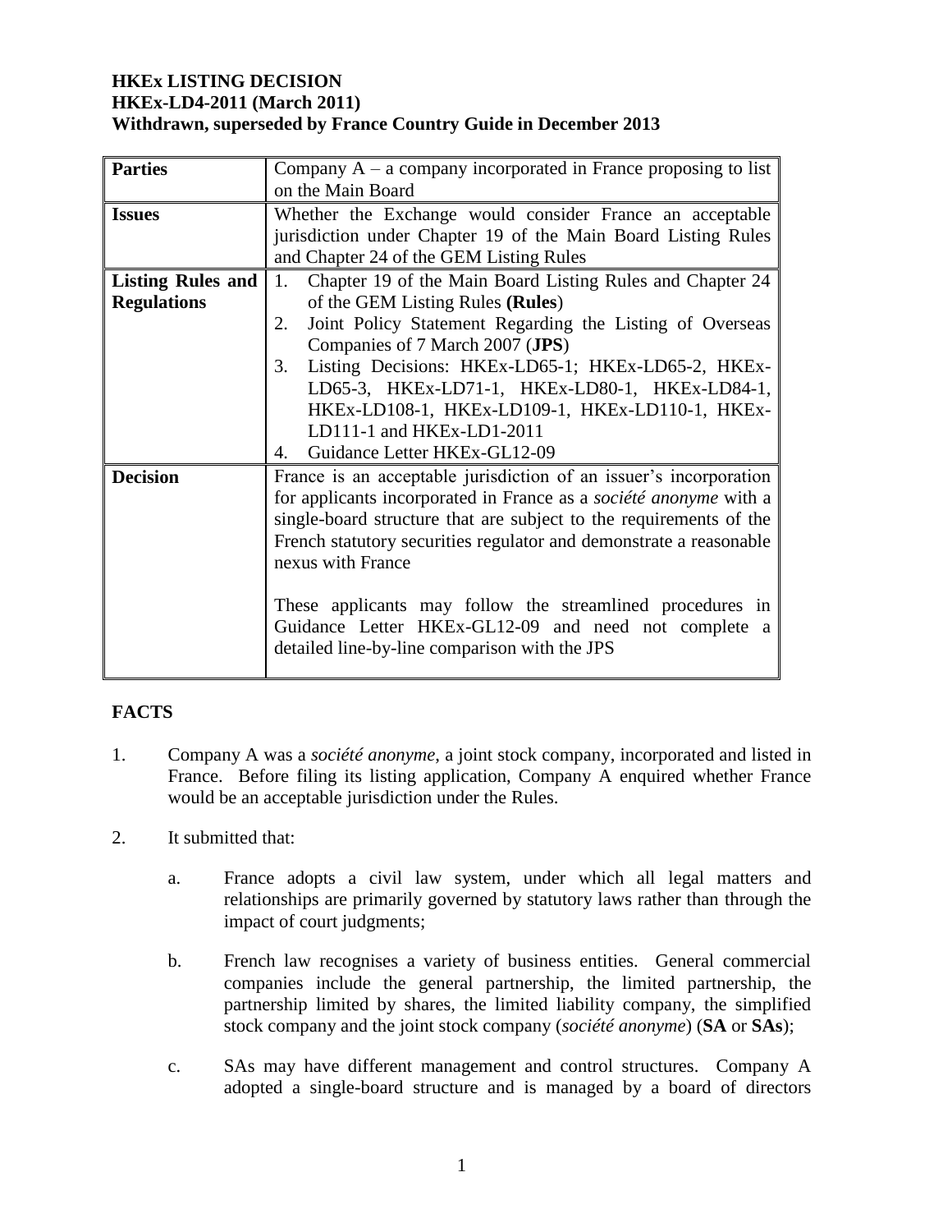**HKEx LISTING DECISION**
**HKEx-LD4-2011 (March 2011)**
**Withdrawn, superseded by France Country Guide in December 2013**

| **Parties** | Company A – a company incorporated in France proposing to list on the Main Board |
|---|---|
| **Issues** | Whether the Exchange would consider France an acceptable jurisdiction under Chapter 19 of the Main Board Listing Rules and Chapter 24 of the GEM Listing Rules |
| **Listing Rules and Regulations** | 1. Chapter 19 of the Main Board Listing Rules and Chapter 24 of the GEM Listing Rules **(Rules**)<br>2. Joint Policy Statement Regarding the Listing of Overseas Companies of 7 March 2007 (**JPS**)<br>3. Listing Decisions: HKEx-LD65-1; HKEx-LD65-2, HKEx-LD65-3, HKEx-LD71-1, HKEx-LD80-1, HKEx-LD84-1, HKEx-LD108-1, HKEx-LD109-1, HKEx-LD110-1, HKEx-LD111-1 and HKEx-LD1-2011<br>4. Guidance Letter HKEx-GL12-09 |
| **Decision** | France is an acceptable jurisdiction of an issuer's incorporation for applicants incorporated in France as a *société anonyme* with a single-board structure that are subject to the requirements of the French statutory securities regulator and demonstrate a reasonable nexus with France<br><br>These applicants may follow the streamlined procedures in Guidance Letter HKEx-GL12-09 and need not complete a detailed line-by-line comparison with the JPS |

## FACTS

1. Company A was a *société anonyme*, a joint stock company, incorporated and listed in France. Before filing its listing application, Company A enquired whether France would be an acceptable jurisdiction under the Rules.

2. It submitted that:

   a. France adopts a civil law system, under which all legal matters and relationships are primarily governed by statutory laws rather than through the impact of court judgments;

   b. French law recognises a variety of business entities. General commercial companies include the general partnership, the limited partnership, the partnership limited by shares, the limited liability company, the simplified stock company and the joint stock company (*société anonyme*) (**SA** or **SAs**);

   c. SAs may have different management and control structures. Company A adopted a single-board structure and is managed by a board of directors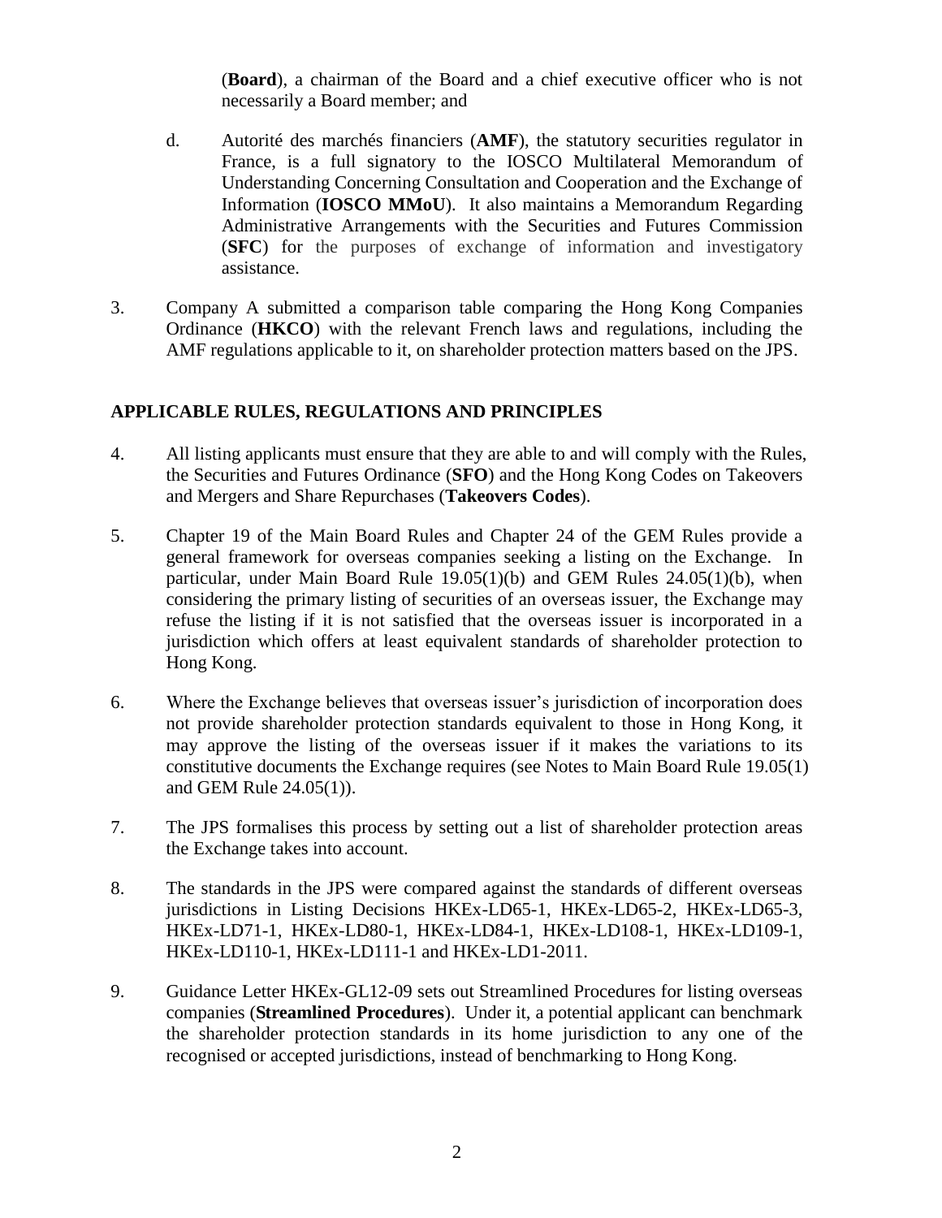(**Board**), a chairman of the Board and a chief executive officer who is not necessarily a Board member; and

d. Autorité des marchés financiers (**AMF**), the statutory securities regulator in France, is a full signatory to the IOSCO Multilateral Memorandum of Understanding Concerning Consultation and Cooperation and the Exchange of Information (**IOSCO MMoU**). It also maintains a Memorandum Regarding Administrative Arrangements with the Securities and Futures Commission (**SFC**) for the purposes of exchange of information and investigatory assistance.

3. Company A submitted a comparison table comparing the Hong Kong Companies Ordinance (**HKCO**) with the relevant French laws and regulations, including the AMF regulations applicable to it, on shareholder protection matters based on the JPS.

## APPLICABLE RULES, REGULATIONS AND PRINCIPLES

4. All listing applicants must ensure that they are able to and will comply with the Rules, the Securities and Futures Ordinance (**SFO**) and the Hong Kong Codes on Takeovers and Mergers and Share Repurchases (**Takeovers Codes**).

5. Chapter 19 of the Main Board Rules and Chapter 24 of the GEM Rules provide a general framework for overseas companies seeking a listing on the Exchange. In particular, under Main Board Rule 19.05(1)(b) and GEM Rules 24.05(1)(b), when considering the primary listing of securities of an overseas issuer, the Exchange may refuse the listing if it is not satisfied that the overseas issuer is incorporated in a jurisdiction which offers at least equivalent standards of shareholder protection to Hong Kong.

6. Where the Exchange believes that overseas issuer's jurisdiction of incorporation does not provide shareholder protection standards equivalent to those in Hong Kong, it may approve the listing of the overseas issuer if it makes the variations to its constitutive documents the Exchange requires (see Notes to Main Board Rule 19.05(1) and GEM Rule 24.05(1)).

7. The JPS formalises this process by setting out a list of shareholder protection areas the Exchange takes into account.

8. The standards in the JPS were compared against the standards of different overseas jurisdictions in Listing Decisions HKEx-LD65-1, HKEx-LD65-2, HKEx-LD65-3, HKEx-LD71-1, HKEx-LD80-1, HKEx-LD84-1, HKEx-LD108-1, HKEx-LD109-1, HKEx-LD110-1, HKEx-LD111-1 and HKEx-LD1-2011.

9. Guidance Letter HKEx-GL12-09 sets out Streamlined Procedures for listing overseas companies (**Streamlined Procedures**). Under it, a potential applicant can benchmark the shareholder protection standards in its home jurisdiction to any one of the recognised or accepted jurisdictions, instead of benchmarking to Hong Kong.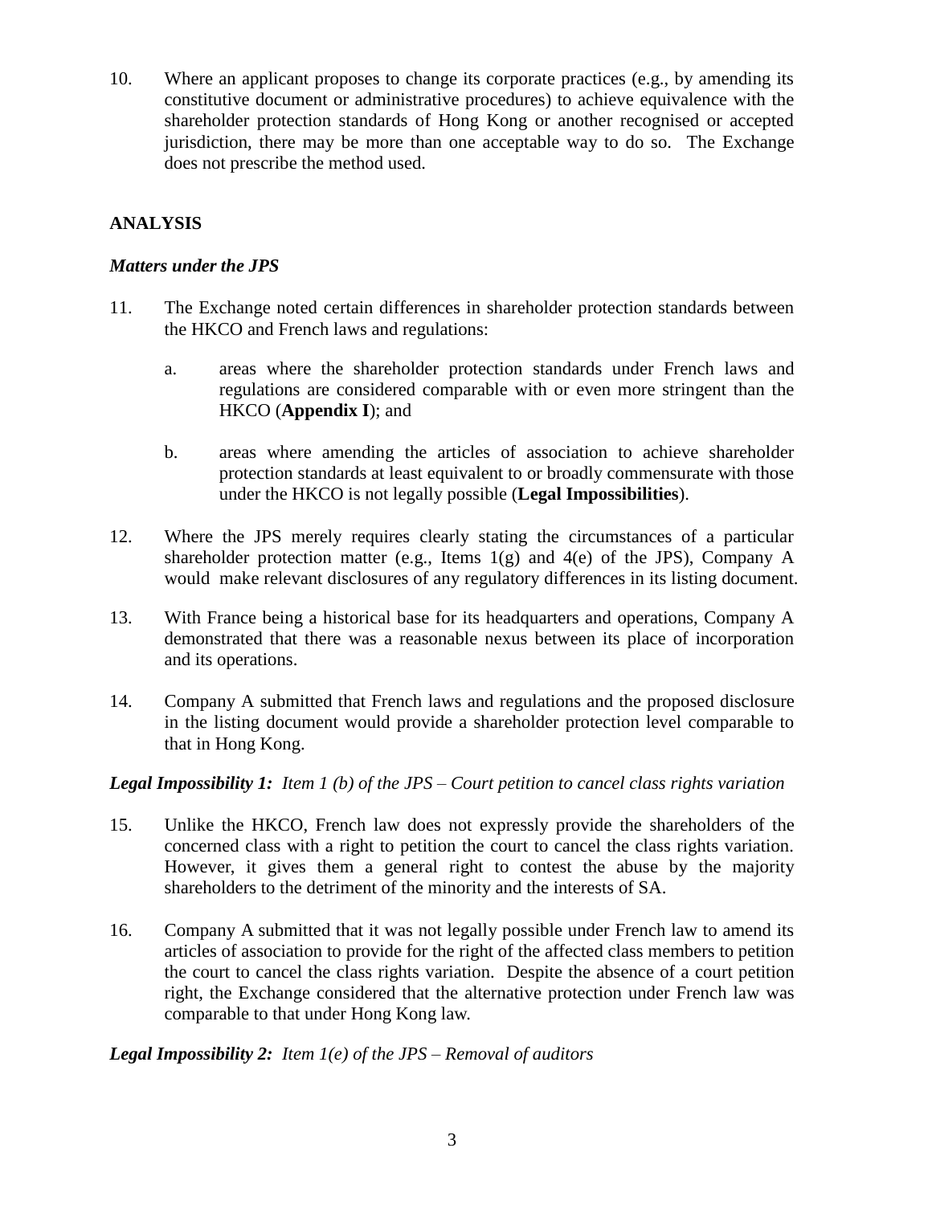10. Where an applicant proposes to change its corporate practices (e.g., by amending its constitutive document or administrative procedures) to achieve equivalence with the shareholder protection standards of Hong Kong or another recognised or accepted jurisdiction, there may be more than one acceptable way to do so. The Exchange does not prescribe the method used.

## ANALYSIS

### *Matters under the JPS*

11. The Exchange noted certain differences in shareholder protection standards between the HKCO and French laws and regulations:

    a. areas where the shareholder protection standards under French laws and regulations are considered comparable with or even more stringent than the HKCO (**Appendix I**); and

    b. areas where amending the articles of association to achieve shareholder protection standards at least equivalent to or broadly commensurate with those under the HKCO is not legally possible (**Legal Impossibilities**).

12. Where the JPS merely requires clearly stating the circumstances of a particular shareholder protection matter (e.g., Items 1(g) and 4(e) of the JPS), Company A would make relevant disclosures of any regulatory differences in its listing document.

13. With France being a historical base for its headquarters and operations, Company A demonstrated that there was a reasonable nexus between its place of incorporation and its operations.

14. Company A submitted that French laws and regulations and the proposed disclosure in the listing document would provide a shareholder protection level comparable to that in Hong Kong.

### ***Legal Impossibility 1:*** *Item 1 (b) of the JPS – Court petition to cancel class rights variation*

15. Unlike the HKCO, French law does not expressly provide the shareholders of the concerned class with a right to petition the court to cancel the class rights variation. However, it gives them a general right to contest the abuse by the majority shareholders to the detriment of the minority and the interests of SA.

16. Company A submitted that it was not legally possible under French law to amend its articles of association to provide for the right of the affected class members to petition the court to cancel the class rights variation. Despite the absence of a court petition right, the Exchange considered that the alternative protection under French law was comparable to that under Hong Kong law.

### ***Legal Impossibility 2:*** *Item 1(e) of the JPS – Removal of auditors*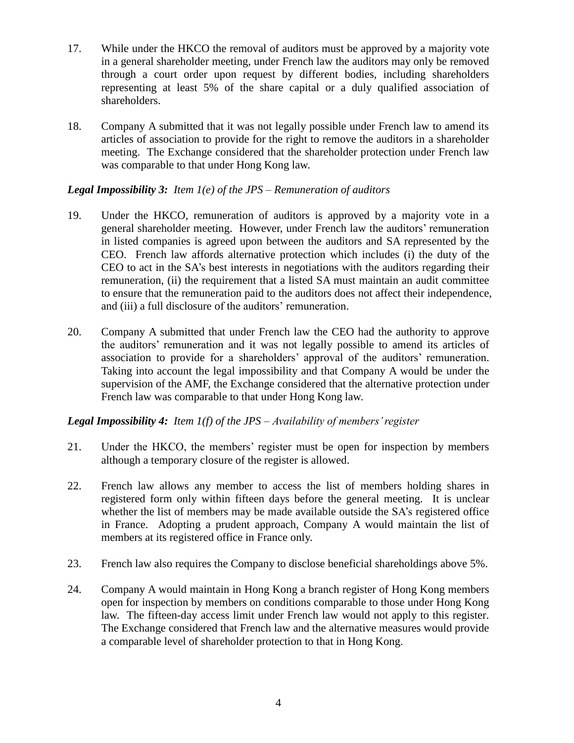17. While under the HKCO the removal of auditors must be approved by a majority vote in a general shareholder meeting, under French law the auditors may only be removed through a court order upon request by different bodies, including shareholders representing at least 5% of the share capital or a duly qualified association of shareholders.

18. Company A submitted that it was not legally possible under French law to amend its articles of association to provide for the right to remove the auditors in a shareholder meeting. The Exchange considered that the shareholder protection under French law was comparable to that under Hong Kong law.

***Legal Impossibility 3:*** *Item 1(e) of the JPS – Remuneration of auditors*

19. Under the HKCO, remuneration of auditors is approved by a majority vote in a general shareholder meeting. However, under French law the auditors' remuneration in listed companies is agreed upon between the auditors and SA represented by the CEO. French law affords alternative protection which includes (i) the duty of the CEO to act in the SA's best interests in negotiations with the auditors regarding their remuneration, (ii) the requirement that a listed SA must maintain an audit committee to ensure that the remuneration paid to the auditors does not affect their independence, and (iii) a full disclosure of the auditors' remuneration.

20. Company A submitted that under French law the CEO had the authority to approve the auditors' remuneration and it was not legally possible to amend its articles of association to provide for a shareholders' approval of the auditors' remuneration. Taking into account the legal impossibility and that Company A would be under the supervision of the AMF, the Exchange considered that the alternative protection under French law was comparable to that under Hong Kong law.

***Legal Impossibility 4:*** *Item 1(f) of the JPS – Availability of members' register*

21. Under the HKCO, the members' register must be open for inspection by members although a temporary closure of the register is allowed.

22. French law allows any member to access the list of members holding shares in registered form only within fifteen days before the general meeting. It is unclear whether the list of members may be made available outside the SA's registered office in France. Adopting a prudent approach, Company A would maintain the list of members at its registered office in France only.

23. French law also requires the Company to disclose beneficial shareholdings above 5%.

24. Company A would maintain in Hong Kong a branch register of Hong Kong members open for inspection by members on conditions comparable to those under Hong Kong law. The fifteen-day access limit under French law would not apply to this register. The Exchange considered that French law and the alternative measures would provide a comparable level of shareholder protection to that in Hong Kong.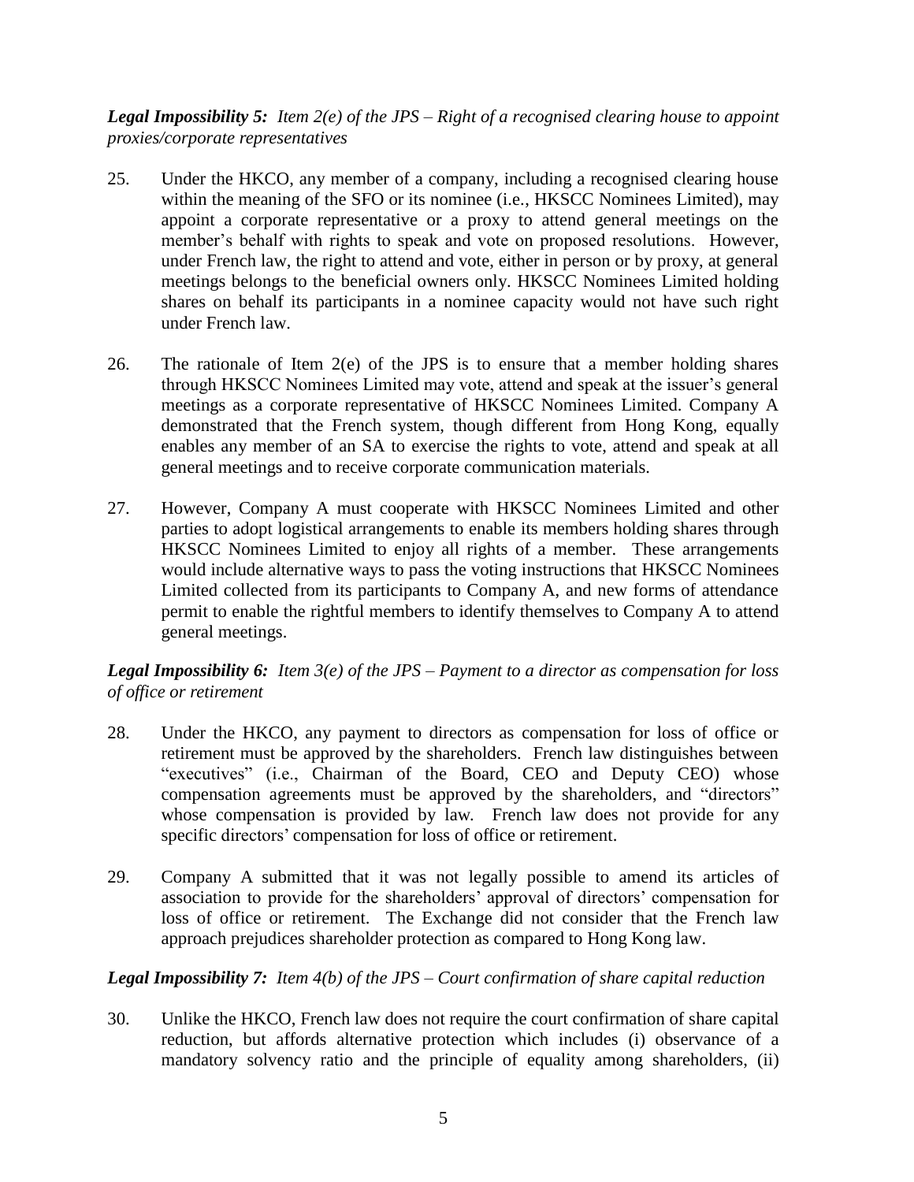***Legal Impossibility 5:** Item 2(e) of the JPS – Right of a recognised clearing house to appoint proxies/corporate representatives*

25. Under the HKCO, any member of a company, including a recognised clearing house within the meaning of the SFO or its nominee (i.e., HKSCC Nominees Limited), may appoint a corporate representative or a proxy to attend general meetings on the member's behalf with rights to speak and vote on proposed resolutions. However, under French law, the right to attend and vote, either in person or by proxy, at general meetings belongs to the beneficial owners only. HKSCC Nominees Limited holding shares on behalf its participants in a nominee capacity would not have such right under French law.

26. The rationale of Item 2(e) of the JPS is to ensure that a member holding shares through HKSCC Nominees Limited may vote, attend and speak at the issuer's general meetings as a corporate representative of HKSCC Nominees Limited. Company A demonstrated that the French system, though different from Hong Kong, equally enables any member of an SA to exercise the rights to vote, attend and speak at all general meetings and to receive corporate communication materials.

27. However, Company A must cooperate with HKSCC Nominees Limited and other parties to adopt logistical arrangements to enable its members holding shares through HKSCC Nominees Limited to enjoy all rights of a member. These arrangements would include alternative ways to pass the voting instructions that HKSCC Nominees Limited collected from its participants to Company A, and new forms of attendance permit to enable the rightful members to identify themselves to Company A to attend general meetings.

***Legal Impossibility 6:** Item 3(e) of the JPS – Payment to a director as compensation for loss of office or retirement*

28. Under the HKCO, any payment to directors as compensation for loss of office or retirement must be approved by the shareholders. French law distinguishes between "executives" (i.e., Chairman of the Board, CEO and Deputy CEO) whose compensation agreements must be approved by the shareholders, and "directors" whose compensation is provided by law. French law does not provide for any specific directors' compensation for loss of office or retirement.

29. Company A submitted that it was not legally possible to amend its articles of association to provide for the shareholders' approval of directors' compensation for loss of office or retirement. The Exchange did not consider that the French law approach prejudices shareholder protection as compared to Hong Kong law.

***Legal Impossibility 7:** Item 4(b) of the JPS – Court confirmation of share capital reduction*

30. Unlike the HKCO, French law does not require the court confirmation of share capital reduction, but affords alternative protection which includes (i) observance of a mandatory solvency ratio and the principle of equality among shareholders, (ii)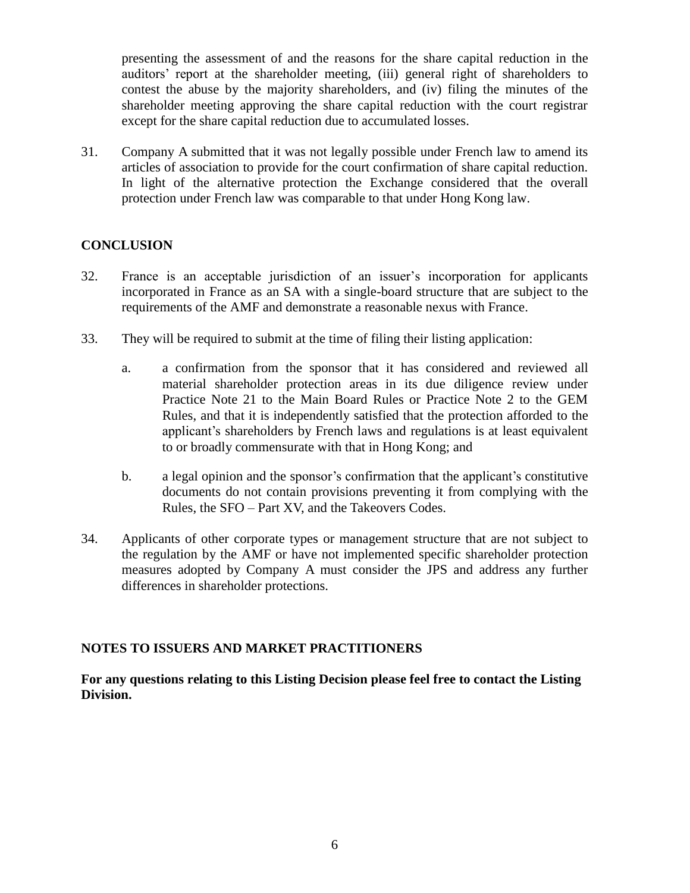presenting the assessment of and the reasons for the share capital reduction in the auditors' report at the shareholder meeting, (iii) general right of shareholders to contest the abuse by the majority shareholders, and (iv) filing the minutes of the shareholder meeting approving the share capital reduction with the court registrar except for the share capital reduction due to accumulated losses.

31. Company A submitted that it was not legally possible under French law to amend its articles of association to provide for the court confirmation of share capital reduction. In light of the alternative protection the Exchange considered that the overall protection under French law was comparable to that under Hong Kong law.

## CONCLUSION

32. France is an acceptable jurisdiction of an issuer's incorporation for applicants incorporated in France as an SA with a single-board structure that are subject to the requirements of the AMF and demonstrate a reasonable nexus with France.

33. They will be required to submit at the time of filing their listing application:

    a. a confirmation from the sponsor that it has considered and reviewed all material shareholder protection areas in its due diligence review under Practice Note 21 to the Main Board Rules or Practice Note 2 to the GEM Rules, and that it is independently satisfied that the protection afforded to the applicant's shareholders by French laws and regulations is at least equivalent to or broadly commensurate with that in Hong Kong; and

    b. a legal opinion and the sponsor's confirmation that the applicant's constitutive documents do not contain provisions preventing it from complying with the Rules, the SFO – Part XV, and the Takeovers Codes.

34. Applicants of other corporate types or management structure that are not subject to the regulation by the AMF or have not implemented specific shareholder protection measures adopted by Company A must consider the JPS and address any further differences in shareholder protections.

## NOTES TO ISSUERS AND MARKET PRACTITIONERS

**For any questions relating to this Listing Decision please feel free to contact the Listing Division.**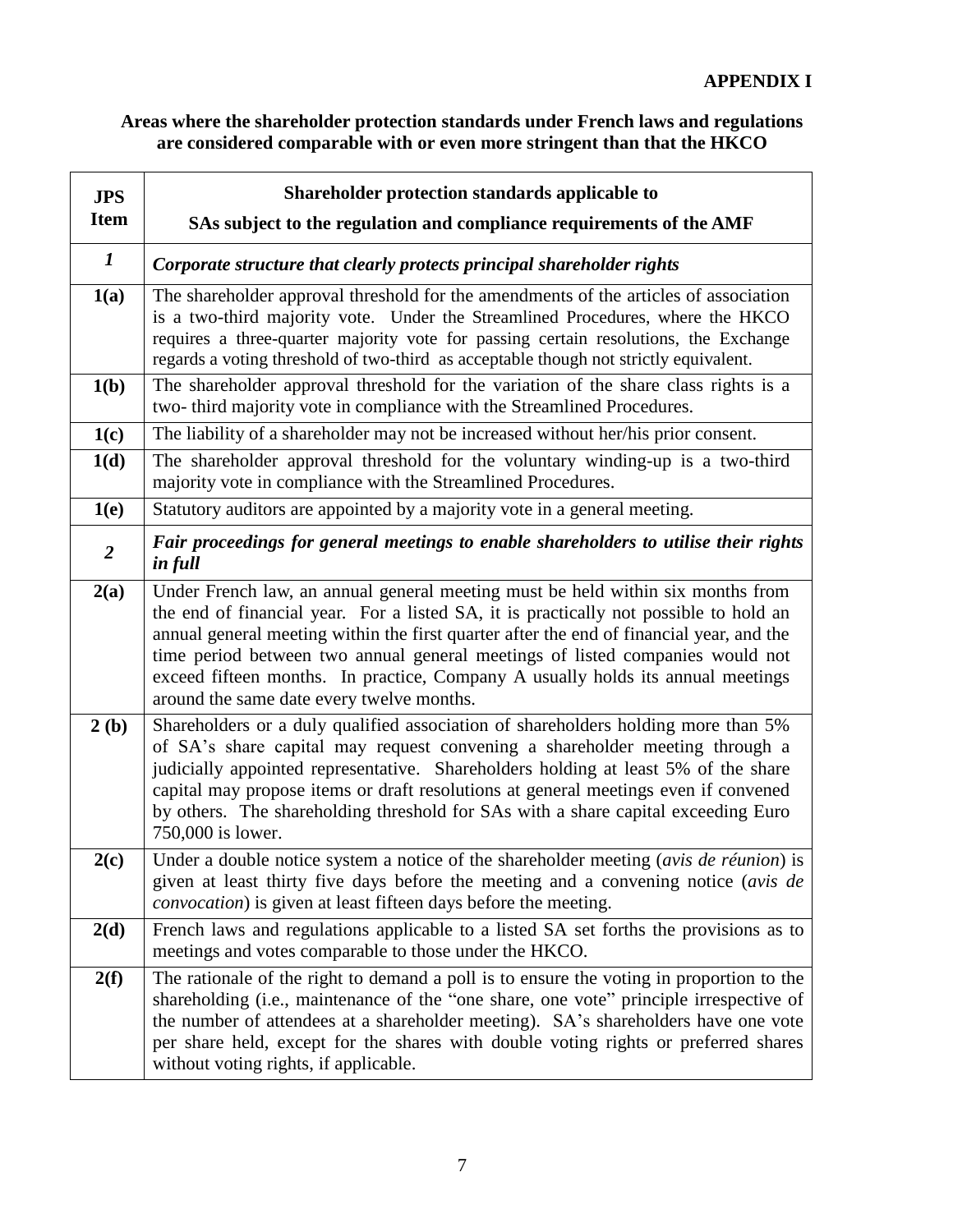**APPENDIX I**

**Areas where the shareholder protection standards under French laws and regulations are considered comparable with or even more stringent than that the HKCO**

| JPS Item | Shareholder protection standards applicable to SAs subject to the regulation and compliance requirements of the AMF |
|---|---|
| ***1*** | ***Corporate structure that clearly protects principal shareholder rights*** |
| **1(a)** | The shareholder approval threshold for the amendments of the articles of association is a two-third majority vote. Under the Streamlined Procedures, where the HKCO requires a three-quarter majority vote for passing certain resolutions, the Exchange regards a voting threshold of two-third as acceptable though not strictly equivalent. |
| **1(b)** | The shareholder approval threshold for the variation of the share class rights is a two- third majority vote in compliance with the Streamlined Procedures. |
| **1(c)** | The liability of a shareholder may not be increased without her/his prior consent. |
| **1(d)** | The shareholder approval threshold for the voluntary winding-up is a two-third majority vote in compliance with the Streamlined Procedures. |
| **1(e)** | Statutory auditors are appointed by a majority vote in a general meeting. |
| ***2*** | ***Fair proceedings for general meetings to enable shareholders to utilise their rights in full*** |
| **2(a)** | Under French law, an annual general meeting must be held within six months from the end of financial year. For a listed SA, it is practically not possible to hold an annual general meeting within the first quarter after the end of financial year, and the time period between two annual general meetings of listed companies would not exceed fifteen months. In practice, Company A usually holds its annual meetings around the same date every twelve months. |
| **2 (b)** | Shareholders or a duly qualified association of shareholders holding more than 5% of SA's share capital may request convening a shareholder meeting through a judicially appointed representative. Shareholders holding at least 5% of the share capital may propose items or draft resolutions at general meetings even if convened by others. The shareholding threshold for SAs with a share capital exceeding Euro 750,000 is lower. |
| **2(c)** | Under a double notice system a notice of the shareholder meeting (*avis de réunion*) is given at least thirty five days before the meeting and a convening notice (*avis de convocation*) is given at least fifteen days before the meeting. |
| **2(d)** | French laws and regulations applicable to a listed SA set forths the provisions as to meetings and votes comparable to those under the HKCO. |
| **2(f)** | The rationale of the right to demand a poll is to ensure the voting in proportion to the shareholding (i.e., maintenance of the "one share, one vote" principle irrespective of the number of attendees at a shareholder meeting). SA's shareholders have one vote per share held, except for the shares with double voting rights or preferred shares without voting rights, if applicable. |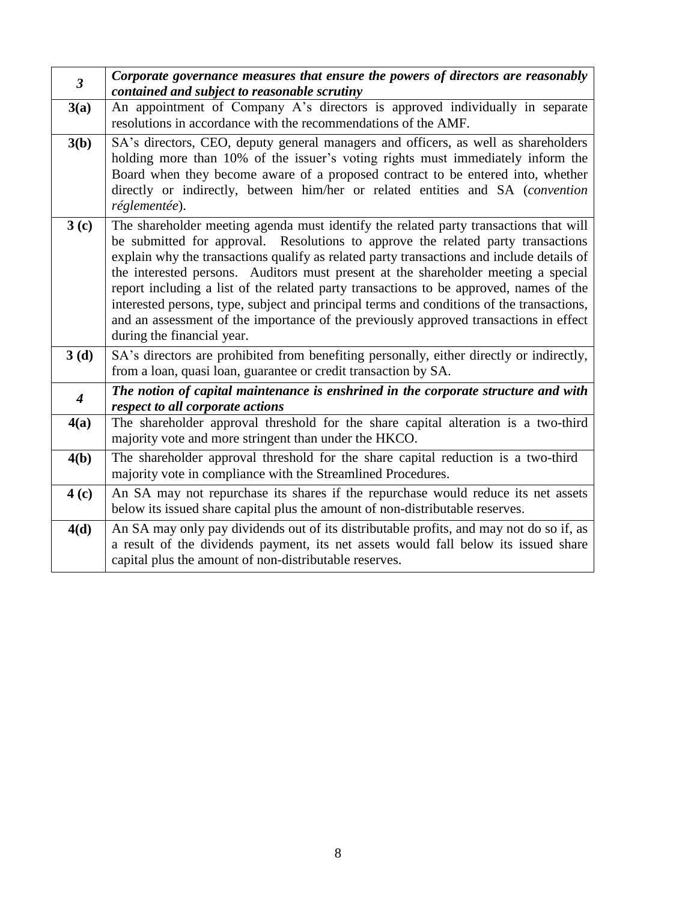| | |
|---|---|
| ***3*** | ***Corporate governance measures that ensure the powers of directors are reasonably contained and subject to reasonable scrutiny*** |
| **3(a)** | An appointment of Company A's directors is approved individually in separate resolutions in accordance with the recommendations of the AMF. |
| **3(b)** | SA's directors, CEO, deputy general managers and officers, as well as shareholders holding more than 10% of the issuer's voting rights must immediately inform the Board when they become aware of a proposed contract to be entered into, whether directly or indirectly, between him/her or related entities and SA (*convention réglementée*). |
| **3 (c)** | The shareholder meeting agenda must identify the related party transactions that will be submitted for approval. Resolutions to approve the related party transactions explain why the transactions qualify as related party transactions and include details of the interested persons. Auditors must present at the shareholder meeting a special report including a list of the related party transactions to be approved, names of the interested persons, type, subject and principal terms and conditions of the transactions, and an assessment of the importance of the previously approved transactions in effect during the financial year. |
| **3 (d)** | SA's directors are prohibited from benefiting personally, either directly or indirectly, from a loan, quasi loan, guarantee or credit transaction by SA. |
| ***4*** | ***The notion of capital maintenance is enshrined in the corporate structure and with respect to all corporate actions*** |
| **4(a)** | The shareholder approval threshold for the share capital alteration is a two-third majority vote and more stringent than under the HKCO. |
| **4(b)** | The shareholder approval threshold for the share capital reduction is a two-third majority vote in compliance with the Streamlined Procedures. |
| **4 (c)** | An SA may not repurchase its shares if the repurchase would reduce its net assets below its issued share capital plus the amount of non-distributable reserves. |
| **4(d)** | An SA may only pay dividends out of its distributable profits, and may not do so if, as a result of the dividends payment, its net assets would fall below its issued share capital plus the amount of non-distributable reserves. |